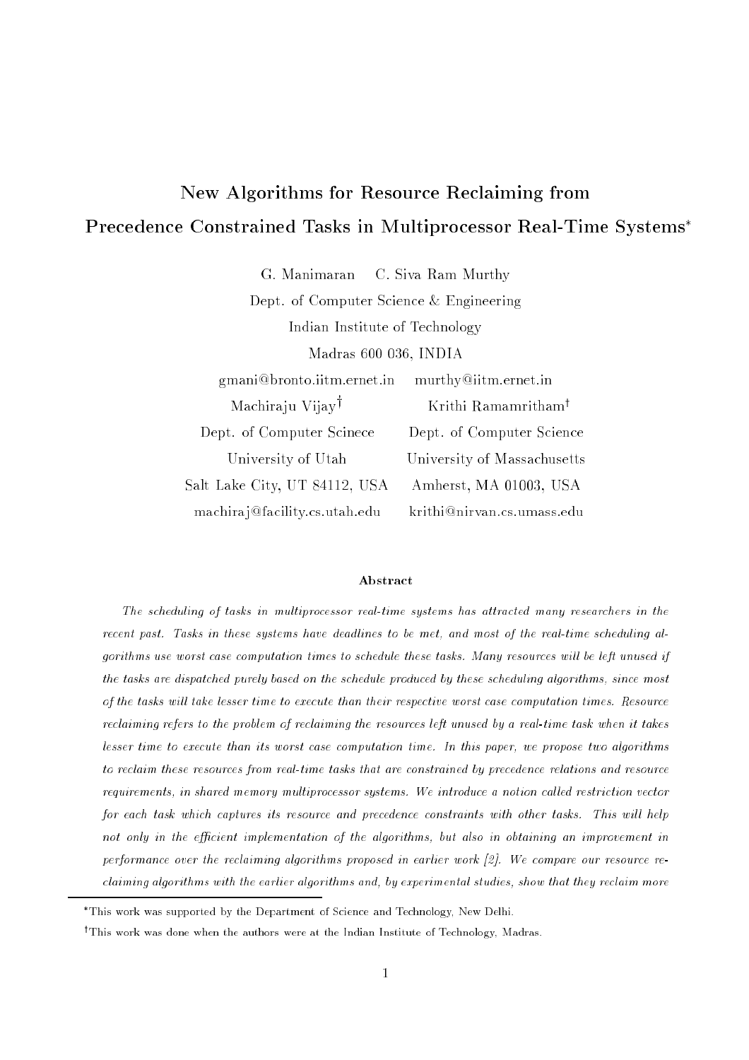# New Algorithms for Resource Reclaiming from Precedence Constrained Tasks in Multiprocessor Real-Time Systems*

G. Manimaran C. Siva Ram Murthy

Dept. of Computer Science & Engineering

Indian Institute of Technology

Madras 600 036, INDIA

gmani@bronto.iitm.ernet.in murthy@iitm.ernet.in

| Machiraju Vijay† | Krithi Ramamritham† |
|---|---|
| Dept. of Computer Scinece | Dept. of Computer Science |
| University of Utah | University of Massachusetts |
| Salt Lake City, UT 84112, USA | Amherst, MA 01003, USA |
| machiraj@facility.cs.utah.edu | krithi@nirvan.cs.umass.edu |

## Abstract

*The scheduling of tasks in multiprocessor real-time systems has attracted many researchers in the recent past. Tasks in these systems have deadlines to be met, and most of the real-time scheduling algorithms use worst case computation times to schedule these tasks. Many resources will be left unused if the tasks are dispatched purely based on the schedule produced by these scheduling algorithms, since most of the tasks will take lesser time to execute than their respective worst case computation times. Resource reclaiming refers to the problem of reclaiming the resources left unused by a real-time task when it takes lesser time to execute than its worst case computation time. In this paper, we propose two algorithms to reclaim these resources from real-time tasks that are constrained by precedence relations and resource requirements, in shared memory multiprocessor systems. We introduce a notion called restriction vector for each task which captures its resource and precedence constraints with other tasks. This will help not only in the efficient implementation of the algorithms, but also in obtaining an improvement in performance over the reclaiming algorithms proposed in earlier work [2]. We compare our resource reclaiming algorithms with the earlier algorithms and, by experimental studies, show that they reclaim more*

*This work was supported by the Department of Science and Technology, New Delhi.

†This work was done when the authors were at the Indian Institute of Technology, Madras.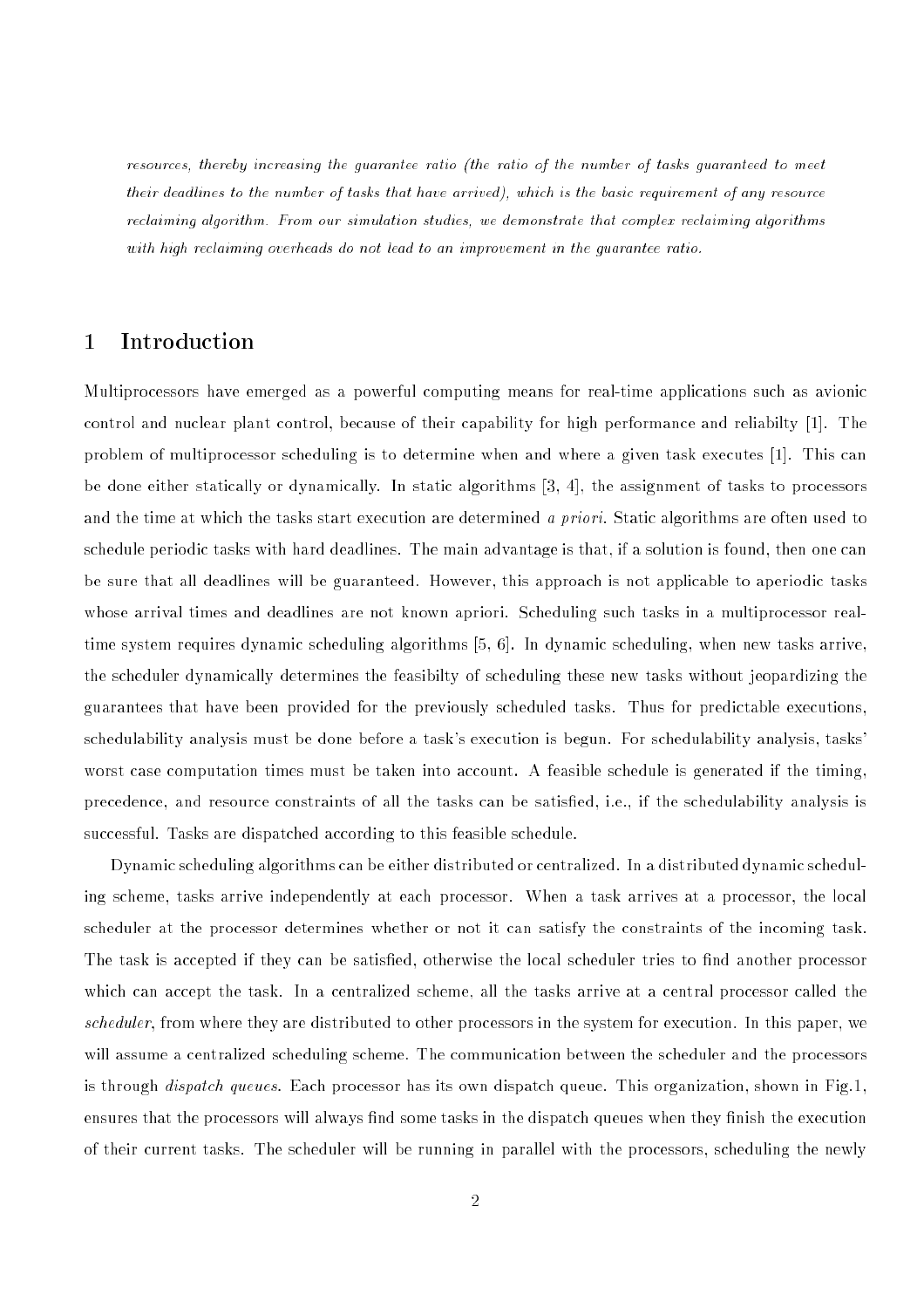*resources, thereby increasing the guarantee ratio (the ratio of the number of tasks guaranteed to meet their deadlines to the number of tasks that have arrived), which is the basic requirement of any resource reclaiming algorithm. From our simulation studies, we demonstrate that complex reclaiming algorithms with high reclaiming overheads do not lead to an improvement in the guarantee ratio.*

## 1 Introduction

Multiprocessors have emerged as a powerful computing means for real-time applications such as avionic control and nuclear plant control, because of their capability for high performance and reliabilty [1]. The problem of multiprocessor scheduling is to determine when and where a given task executes [1]. This can be done either statically or dynamically. In static algorithms [3, 4], the assignment of tasks to processors and the time at which the tasks start execution are determined *a priori*. Static algorithms are often used to schedule periodic tasks with hard deadlines. The main advantage is that, if a solution is found, then one can be sure that all deadlines will be guaranteed. However, this approach is not applicable to aperiodic tasks whose arrival times and deadlines are not known apriori. Scheduling such tasks in a multiprocessor real-time system requires dynamic scheduling algorithms [5, 6]. In dynamic scheduling, when new tasks arrive, the scheduler dynamically determines the feasibilty of scheduling these new tasks without jeopardizing the guarantees that have been provided for the previously scheduled tasks. Thus for predictable executions, schedulability analysis must be done before a task's execution is begun. For schedulability analysis, tasks' worst case computation times must be taken into account. A feasible schedule is generated if the timing, precedence, and resource constraints of all the tasks can be satisfied, i.e., if the schedulability analysis is successful. Tasks are dispatched according to this feasible schedule.

Dynamic scheduling algorithms can be either distributed or centralized. In a distributed dynamic scheduling scheme, tasks arrive independently at each processor. When a task arrives at a processor, the local scheduler at the processor determines whether or not it can satisfy the constraints of the incoming task. The task is accepted if they can be satisfied, otherwise the local scheduler tries to find another processor which can accept the task. In a centralized scheme, all the tasks arrive at a central processor called the *scheduler*, from where they are distributed to other processors in the system for execution. In this paper, we will assume a centralized scheduling scheme. The communication between the scheduler and the processors is through *dispatch queues*. Each processor has its own dispatch queue. This organization, shown in Fig.1, ensures that the processors will always find some tasks in the dispatch queues when they finish the execution of their current tasks. The scheduler will be running in parallel with the processors, scheduling the newly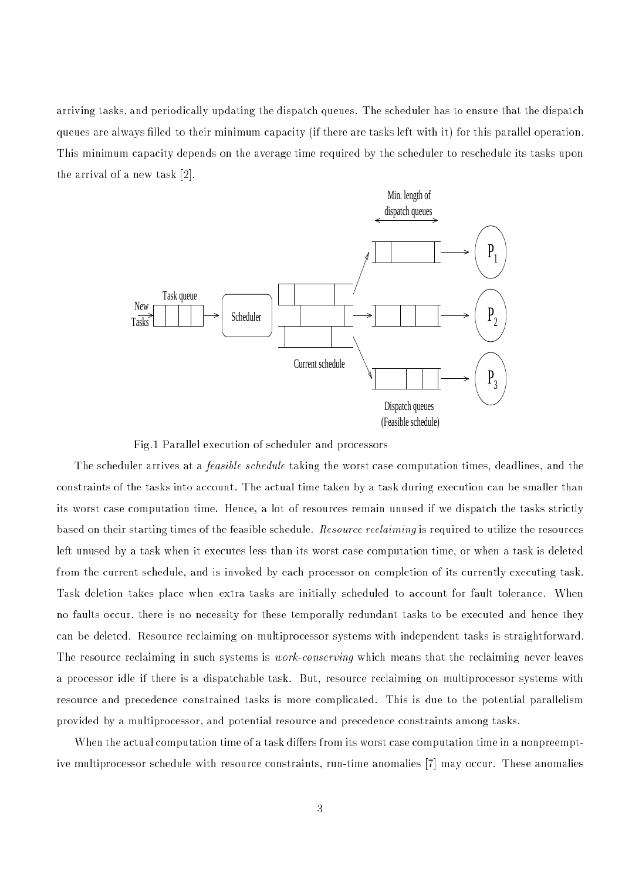arriving tasks, and periodically updating the dispatch queues. The scheduler has to ensure that the dispatch queues are always filled to their minimum capacity (if there are tasks left with it) for this parallel operation. This minimum capacity depends on the average time required by the scheduler to reschedule its tasks upon the arrival of a new task [2].

Fig.1 Parallel execution of scheduler and processors

The scheduler arrives at a *feasible schedule* taking the worst case computation times, deadlines, and the constraints of the tasks into account. The actual time taken by a task during execution can be smaller than its worst case computation time. Hence, a lot of resources remain unused if we dispatch the tasks strictly based on their starting times of the feasible schedule. *Resource reclaiming* is required to utilize the resources left unused by a task when it executes less than its worst case computation time, or when a task is deleted from the current schedule, and is invoked by each processor on completion of its currently executing task. Task deletion takes place when extra tasks are initially scheduled to account for fault tolerance. When no faults occur, there is no necessity for these temporally redundant tasks to be executed and hence they can be deleted. Resource reclaiming on multiprocessor systems with independent tasks is straightforward. The resource reclaiming in such systems is *work-conserving* which means that the reclaiming never leaves a processor idle if there is a dispatchable task. But, resource reclaiming on multiprocessor systems with resource and precedence constrained tasks is more complicated. This is due to the potential parallelism provided by a multiprocessor, and potential resource and precedence constraints among tasks.

When the actual computation time of a task differs from its worst case computation time in a nonpreemptive multiprocessor schedule with resource constraints, run-time anomalies [7] may occur. These anomalies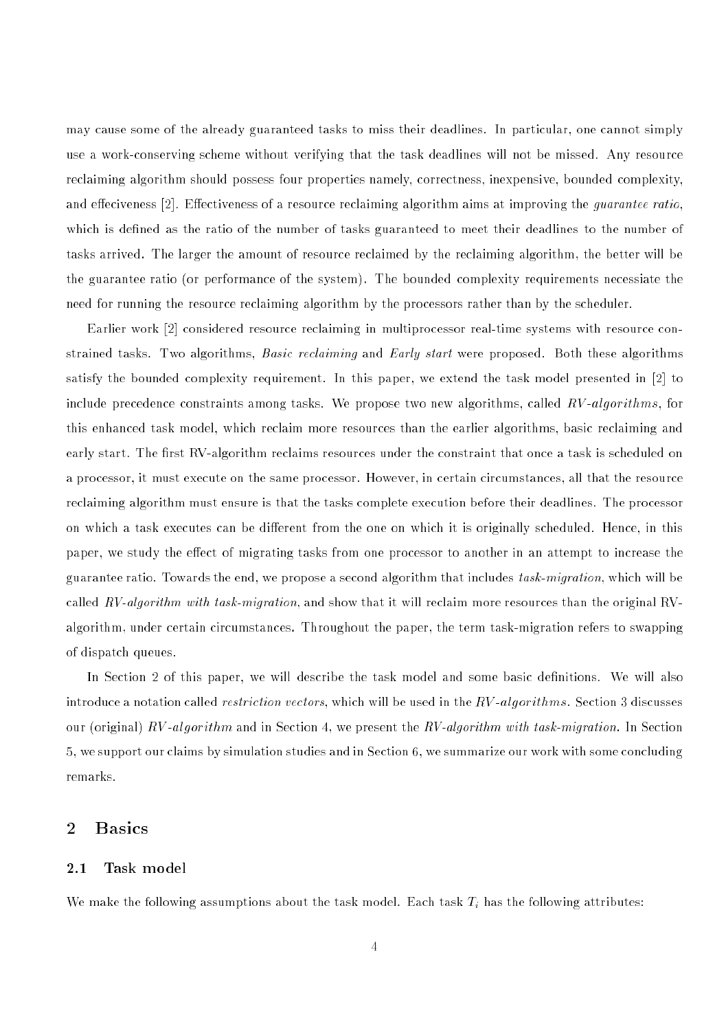may cause some of the already guaranteed tasks to miss their deadlines. In particular, one cannot simply use a work-conserving scheme without verifying that the task deadlines will not be missed. Any resource reclaiming algorithm should possess four properties namely, correctness, inexpensive, bounded complexity, and effeciveness [2]. Effectiveness of a resource reclaiming algorithm aims at improving the *guarantee ratio*, which is defined as the ratio of the number of tasks guaranteed to meet their deadlines to the number of tasks arrived. The larger the amount of resource reclaimed by the reclaiming algorithm, the better will be the guarantee ratio (or performance of the system). The bounded complexity requirements necessiate the need for running the resource reclaiming algorithm by the processors rather than by the scheduler.

Earlier work [2] considered resource reclaiming in multiprocessor real-time systems with resource constrained tasks. Two algorithms, *Basic reclaiming* and *Early start* were proposed. Both these algorithms satisfy the bounded complexity requirement. In this paper, we extend the task model presented in [2] to include precedence constraints among tasks. We propose two new algorithms, called *RV-algorithms*, for this enhanced task model, which reclaim more resources than the earlier algorithms, basic reclaiming and early start. The first RV-algorithm reclaims resources under the constraint that once a task is scheduled on a processor, it must execute on the same processor. However, in certain circumstances, all that the resource reclaiming algorithm must ensure is that the tasks complete execution before their deadlines. The processor on which a task executes can be different from the one on which it is originally scheduled. Hence, in this paper, we study the effect of migrating tasks from one processor to another in an attempt to increase the guarantee ratio. Towards the end, we propose a second algorithm that includes *task-migration*, which will be called *RV-algorithm with task-migration*, and show that it will reclaim more resources than the original RV-algorithm, under certain circumstances. Throughout the paper, the term task-migration refers to swapping of dispatch queues.

In Section 2 of this paper, we will describe the task model and some basic definitions. We will also introduce a notation called *restriction vectors*, which will be used in the *RV-algorithms*. Section 3 discusses our (original) *RV-algorithm* and in Section 4, we present the *RV-algorithm with task-migration*. In Section 5, we support our claims by simulation studies and in Section 6, we summarize our work with some concluding remarks.

## 2 Basics

### 2.1 Task model

We make the following assumptions about the task model. Each task $T_i$ has the following attributes: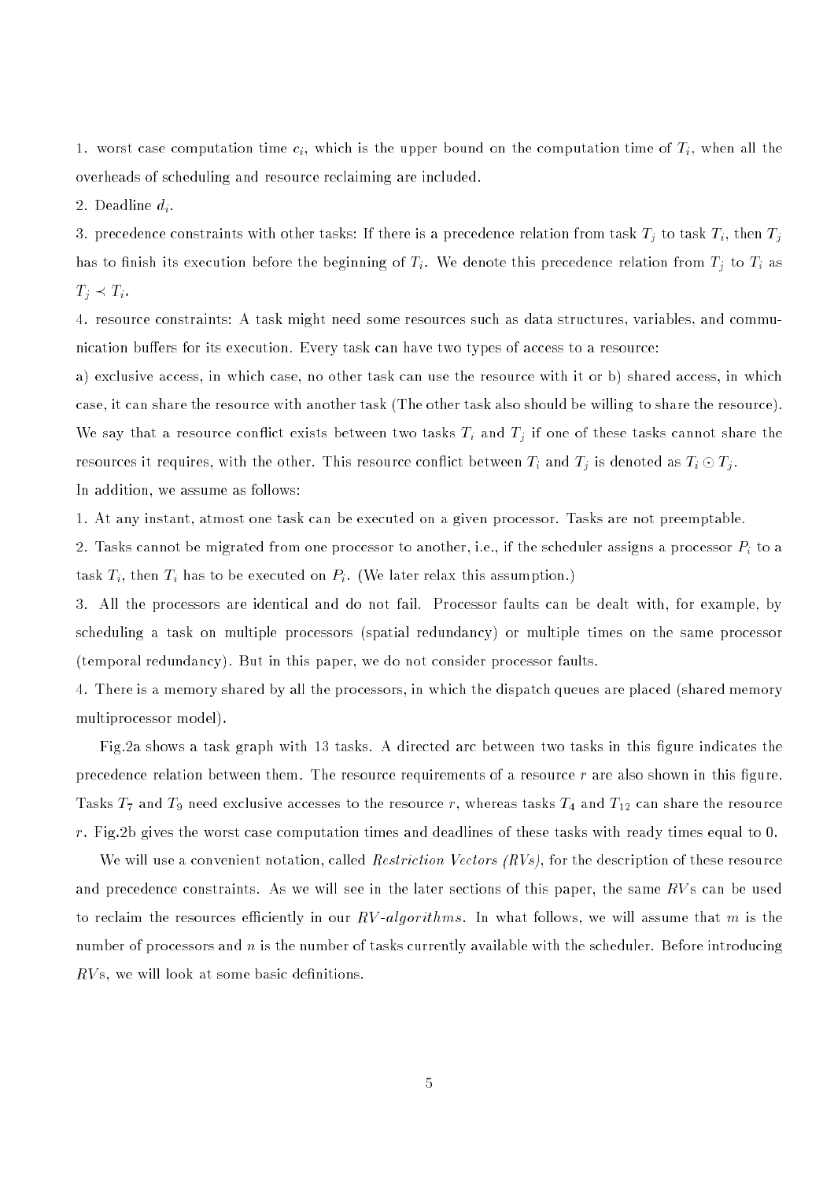1. worst case computation time $c_i$, which is the upper bound on the computation time of $T_i$, when all the overheads of scheduling and resource reclaiming are included.

2. Deadline $d_i$.

3. precedence constraints with other tasks: If there is a precedence relation from task $T_j$ to task $T_i$, then $T_j$ has to finish its execution before the beginning of $T_i$. We denote this precedence relation from $T_j$ to $T_i$ as $T_j \prec T_i$.

4. resource constraints: A task might need some resources such as data structures, variables, and communication buffers for its execution. Every task can have two types of access to a resource:

a) exclusive access, in which case, no other task can use the resource with it or b) shared access, in which case, it can share the resource with another task (The other task also should be willing to share the resource). We say that a resource conflict exists between two tasks $T_i$ and $T_j$ if one of these tasks cannot share the resources it requires, with the other. This resource conflict between $T_i$ and $T_j$ is denoted as $T_i \odot T_j$.

In addition, we assume as follows:

1. At any instant, atmost one task can be executed on a given processor. Tasks are not preemptable.

2. Tasks cannot be migrated from one processor to another, i.e., if the scheduler assigns a processor $P_i$ to a task $T_i$, then $T_i$ has to be executed on $P_i$. (We later relax this assumption.)

3. All the processors are identical and do not fail. Processor faults can be dealt with, for example, by scheduling a task on multiple processors (spatial redundancy) or multiple times on the same processor (temporal redundancy). But in this paper, we do not consider processor faults.

4. There is a memory shared by all the processors, in which the dispatch queues are placed (shared memory multiprocessor model).

Fig.2a shows a task graph with 13 tasks. A directed arc between two tasks in this figure indicates the precedence relation between them. The resource requirements of a resource $r$ are also shown in this figure. Tasks $T_7$ and $T_9$ need exclusive accesses to the resource $r$, whereas tasks $T_4$ and $T_{12}$ can share the resource $r$. Fig.2b gives the worst case computation times and deadlines of these tasks with ready times equal to 0.

We will use a convenient notation, called *Restriction Vectors (RVs)*, for the description of these resource and precedence constraints. As we will see in the later sections of this paper, the same *RV*s can be used to reclaim the resources efficiently in our *RV-algorithms*. In what follows, we will assume that $m$ is the number of processors and $n$ is the number of tasks currently available with the scheduler. Before introducing *RV*s, we will look at some basic definitions.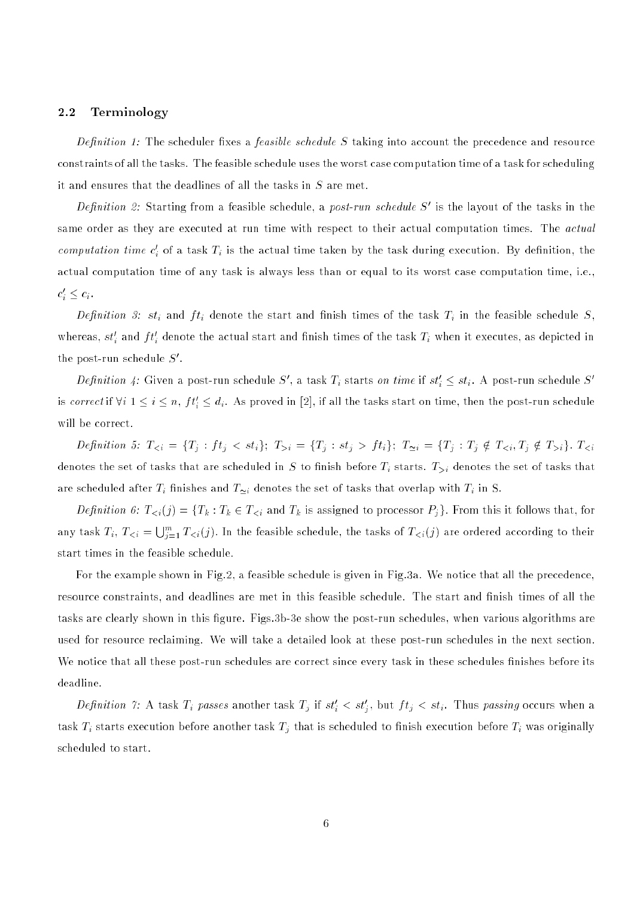### 2.2 Terminology

*Definition 1:* The scheduler fixes a *feasible schedule* $S$ taking into account the precedence and resource constraints of all the tasks. The feasible schedule uses the worst case computation time of a task for scheduling it and ensures that the deadlines of all the tasks in $S$ are met.

*Definition 2:* Starting from a feasible schedule, a *post-run schedule* $S'$ is the layout of the tasks in the same order as they are executed at run time with respect to their actual computation times. The *actual computation time* $c_i'$ of a task $T_i$ is the actual time taken by the task during execution. By definition, the actual computation time of any task is always less than or equal to its worst case computation time, i.e., $c_i' \leq c_i$.

*Definition 3:* $st_i$ and $ft_i$ denote the start and finish times of the task $T_i$ in the feasible schedule $S$, whereas, $st_i'$ and $ft_i'$ denote the actual start and finish times of the task $T_i$ when it executes, as depicted in the post-run schedule $S'$.

*Definition 4:* Given a post-run schedule $S'$, a task $T_i$ starts *on time* if $st_i' \leq st_i$. A post-run schedule $S'$ is *correct* if $\forall i \; 1 \leq i \leq n$, $ft_i' \leq d_i$. As proved in [2], if all the tasks start on time, then the post-run schedule will be correct.

*Definition 5:* $T_{<i} = \{T_j : ft_j < st_i\}$; $T_{>i} = \{T_j : st_j > ft_i\}$; $T_{\simeq i} = \{T_j : T_j \notin T_{<i}, T_j \notin T_{>i}\}$. $T_{<i}$ denotes the set of tasks that are scheduled in $S$ to finish before $T_i$ starts. $T_{>i}$ denotes the set of tasks that are scheduled after $T_i$ finishes and $T_{\simeq i}$ denotes the set of tasks that overlap with $T_i$ in S.

*Definition 6:* $T_{<i}(j) = \{T_k : T_k \in T_{<i}$ and $T_k$ is assigned to processor $P_j\}$. From this it follows that, for any task $T_i$, $T_{<i} = \bigcup_{j=1}^{m} T_{<i}(j)$. In the feasible schedule, the tasks of $T_{<i}(j)$ are ordered according to their start times in the feasible schedule.

For the example shown in Fig.2, a feasible schedule is given in Fig.3a. We notice that all the precedence, resource constraints, and deadlines are met in this feasible schedule. The start and finish times of all the tasks are clearly shown in this figure. Figs.3b-3e show the post-run schedules, when various algorithms are used for resource reclaiming. We will take a detailed look at these post-run schedules in the next section. We notice that all these post-run schedules are correct since every task in these schedules finishes before its deadline.

*Definition 7:* A task $T_i$ *passes* another task $T_j$ if $st_i' < st_j'$, but $ft_j < st_i$. Thus *passing* occurs when a task $T_i$ starts execution before another task $T_j$ that is scheduled to finish execution before $T_i$ was originally scheduled to start.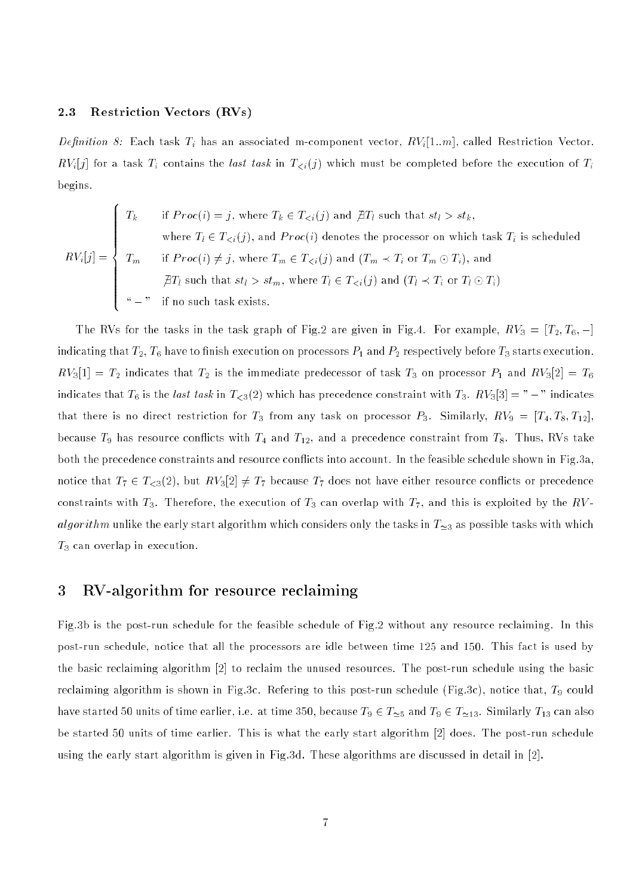### 2.3 Restriction Vectors (RVs)

*Definition 8:* Each task $T_i$ has an associated m-component vector, $RV_i[1..m]$, called Restriction Vector. $RV_i[j]$ for a task $T_i$ contains the *last task* in $T_{<i}(j)$ which must be completed before the execution of $T_i$ begins.

$$
RV_i[j] = \begin{cases} T_k & \text{if } Proc(i) = j, \text{ where } T_k \in T_{<i}(j) \text{ and } \nexists T_l \text{ such that } st_l > st_k, \\ & \text{where } T_l \in T_{<i}(j), \text{ and } Proc(i) \text{ denotes the processor on which task } T_i \text{ is scheduled} \\ T_m & \text{if } Proc(i) \neq j, \text{ where } T_m \in T_{<i}(j) \text{ and } (T_m \prec T_i \text{ or } T_m \odot T_i), \text{ and} \\ & \nexists T_l \text{ such that } st_l > st_m, \text{ where } T_l \in T_{<i}(j) \text{ and } (T_l \prec T_i \text{ or } T_l \odot T_i) \\ \text{``}-\text{''} & \text{if no such task exists.} \end{cases}
$$

The RVs for the tasks in the task graph of Fig.2 are given in Fig.4. For example, $RV_3 = [T_2, T_6, -]$ indicating that $T_2$, $T_6$ have to finish execution on processors $P_1$ and $P_2$ respectively before $T_3$ starts execution. $RV_3[1] = T_2$ indicates that $T_2$ is the immediate predecessor of task $T_3$ on processor $P_1$ and $RV_3[2] = T_6$ indicates that $T_6$ is the *last task* in $T_{<3}(2)$ which has precedence constraint with $T_3$. $RV_3[3] = \text{"}-\text{"}$ indicates that there is no direct restriction for $T_3$ from any task on processor $P_3$. Similarly, $RV_9 = [T_4, T_8, T_{12}]$, because $T_9$ has resource conflicts with $T_4$ and $T_{12}$, and a precedence constraint from $T_8$. Thus, RVs take both the precedence constraints and resource conflicts into account. In the feasible schedule shown in Fig.3a, notice that $T_7 \in T_{<3}(2)$, but $RV_3[2] \neq T_7$ because $T_7$ does not have either resource conflicts or precedence constraints with $T_3$. Therefore, the execution of $T_3$ can overlap with $T_7$, and this is exploited by the *RV-algorithm* unlike the early start algorithm which considers only the tasks in $T_{\simeq 3}$ as possible tasks with which $T_3$ can overlap in execution.

## 3 RV-algorithm for resource reclaiming

Fig.3b is the post-run schedule for the feasible schedule of Fig.2 without any resource reclaiming. In this post-run schedule, notice that all the processors are idle between time 125 and 150. This fact is used by the basic reclaiming algorithm [2] to reclaim the unused resources. The post-run schedule using the basic reclaiming algorithm is shown in Fig.3c. Refering to this post-run schedule (Fig.3c), notice that, $T_9$ could have started 50 units of time earlier, i.e. at time 350, because $T_9 \in T_{\simeq 5}$ and $T_9 \in T_{\simeq 13}$. Similarly $T_{13}$ can also be started 50 units of time earlier. This is what the early start algorithm [2] does. The post-run schedule using the early start algorithm is given in Fig.3d. These algorithms are discussed in detail in [2].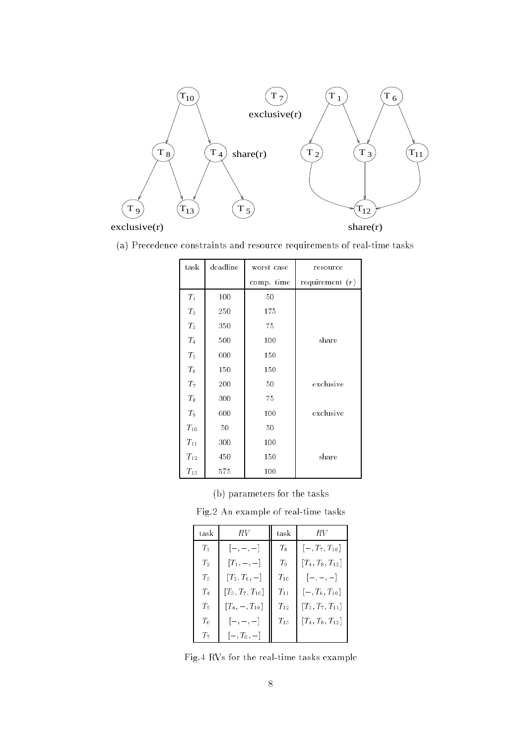(a) Precedence constraints and resource requirements of real-time tasks

| task | deadline | worst case comp. time | resource requirement ($r$) |
|---|---|---|---|
| $T_1$ | 100 | 50 | |
| $T_2$ | 250 | 175 | |
| $T_3$ | 350 | 75 | |
| $T_4$ | 500 | 100 | share |
| $T_5$ | 600 | 150 | |
| $T_6$ | 150 | 150 | |
| $T_7$ | 200 | 50 | exclusive |
| $T_8$ | 300 | 75 | |
| $T_9$ | 600 | 100 | exclusive |
| $T_{10}$ | 50 | 50 | |
| $T_{11}$ | 300 | 100 | |
| $T_{12}$ | 450 | 150 | share |
| $T_{13}$ | 575 | 100 | |

(b) parameters for the tasks

Fig.2 An example of real-time tasks

| task | $RV$ | task | $RV$ |
|---|---|---|---|
| $T_1$ | $[-,-,-]$ | $T_8$ | $[-,T_7,T_{10}]$ |
| $T_2$ | $[T_1,-,-]$ | $T_9$ | $[T_4,T_8,T_{12}]$ |
| $T_3$ | $[T_2,T_6,-]$ | $T_{10}$ | $[-,-,-]$ |
| $T_4$ | $[T_3,T_7,T_{10}]$ | $T_{11}$ | $[-,T_6,T_{10}]$ |
| $T_5$ | $[T_4,-,T_{10}]$ | $T_{12}$ | $[T_3,T_7,T_{11}]$ |
| $T_6$ | $[-,-,-]$ | $T_{13}$ | $[T_4,T_8,T_{12}]$ |
| $T_7$ | $[-,T_6,-]$ | | |

Fig.4 RVs for the real-time tasks example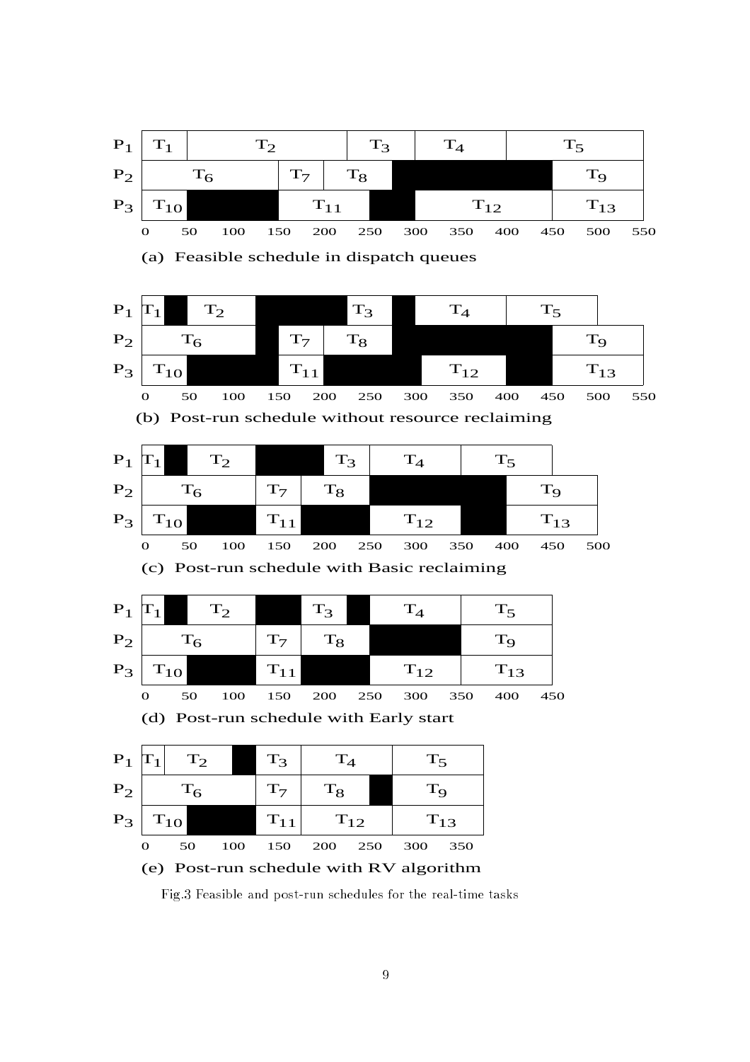| | | | | | | |
|---|---|---|---|---|---|---|
| $P_1$ | $T_1$ | $T_2$ | $T_3$ | $T_4$ | $T_5$ | |
| $P_2$ | $T_6$ | $T_7$ | $T_8$ | | $T_9$ | |
| $P_3$ | $T_{10}$ | | $T_{11}$ | | $T_{12}$ | $T_{13}$ |

0 50 100 150 200 250 300 350 400 450 500 550

(a) Feasible schedule in dispatch queues

(b) Post-run schedule without resource reclaiming

(c) Post-run schedule with Basic reclaiming

(d) Post-run schedule with Early start

(e) Post-run schedule with RV algorithm

Fig.3 Feasible and post-run schedules for the real-time tasks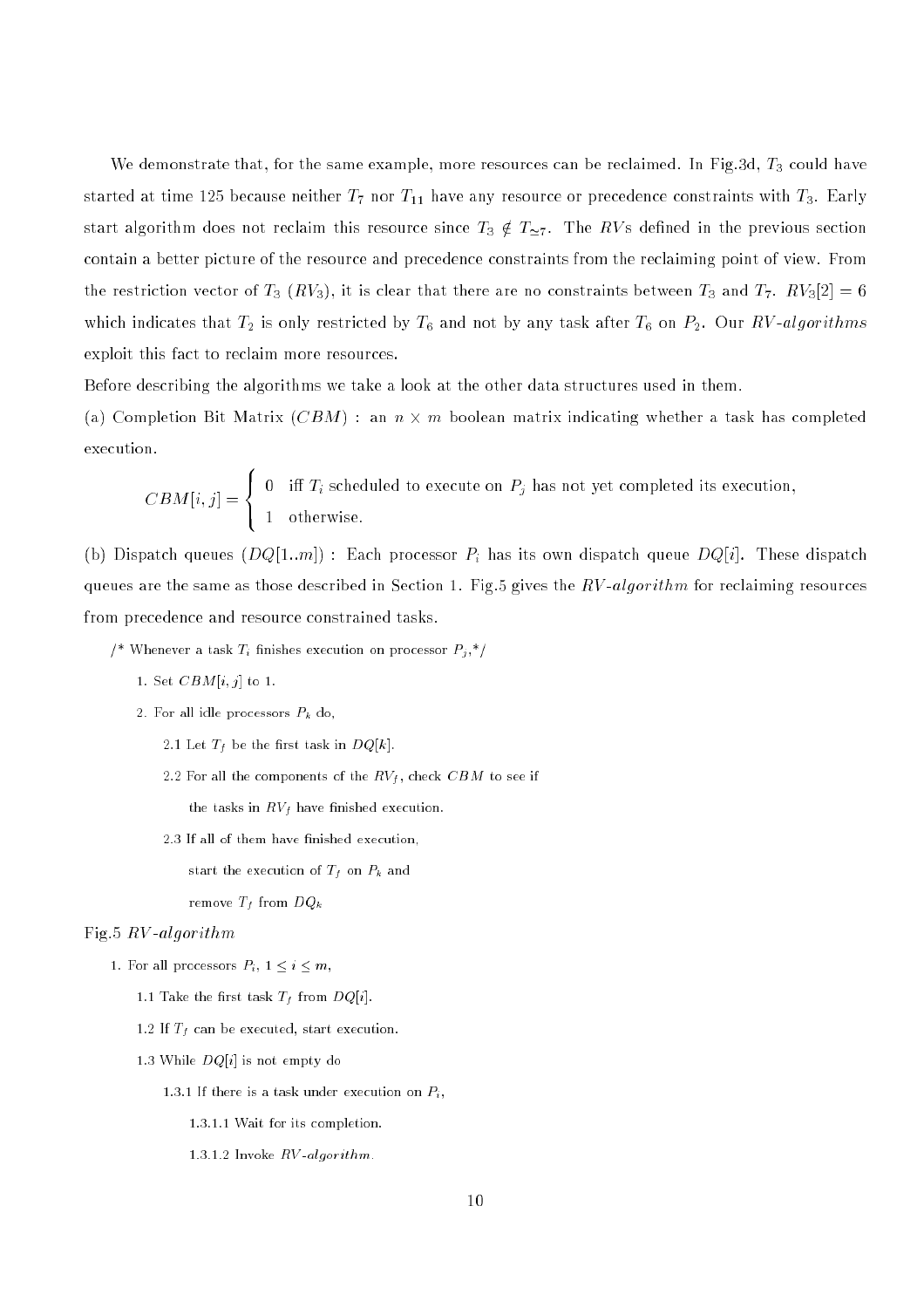We demonstrate that, for the same example, more resources can be reclaimed. In Fig.3d, $T_3$ could have started at time 125 because neither $T_7$ nor $T_{11}$ have any resource or precedence constraints with $T_3$. Early start algorithm does not reclaim this resource since $T_3 \notin T_{\simeq 7}$. The $RV$s defined in the previous section contain a better picture of the resource and precedence constraints from the reclaiming point of view. From the restriction vector of $T_3$ ($RV_3$), it is clear that there are no constraints between $T_3$ and $T_7$. $RV_3[2] = 6$ which indicates that $T_2$ is only restricted by $T_6$ and not by any task after $T_6$ on $P_2$. Our *RV-algorithms* exploit this fact to reclaim more resources.

Before describing the algorithms we take a look at the other data structures used in them.

(a) Completion Bit Matrix ($CBM$) : an $n \times m$ boolean matrix indicating whether a task has completed execution.

$$CBM[i,j] = \begin{cases} 0 & \text{iff } T_i \text{ scheduled to execute on } P_j \text{ has not yet completed its execution,} \\ 1 & \text{otherwise.} \end{cases}$$

(b) Dispatch queues ($DQ[1..m]$) : Each processor $P_i$ has its own dispatch queue $DQ[i]$. These dispatch queues are the same as those described in Section 1. Fig.5 gives the *RV-algorithm* for reclaiming resources from precedence and resource constrained tasks.

```
/* Whenever a task T_i finishes execution on processor P_j,*/
    1. Set CBM[i, j] to 1.
    2. For all idle processors P_k do,
        2.1 Let T_f be the first task in DQ[k].
        2.2 For all the components of the RV_f, check CBM to see if
            the tasks in RV_f have finished execution.
        2.3 If all of them have finished execution,
            start the execution of T_f on P_k and
            remove T_f from DQ_k
```

Fig.5 *RV-algorithm*

```
1. For all processors P_i, 1 ≤ i ≤ m,
    1.1 Take the first task T_f from DQ[i].
    1.2 If T_f can be executed, start execution.
    1.3 While DQ[i] is not empty do
        1.3.1 If there is a task under execution on P_i,
            1.3.1.1 Wait for its completion.
            1.3.1.2 Invoke RV-algorithm.
```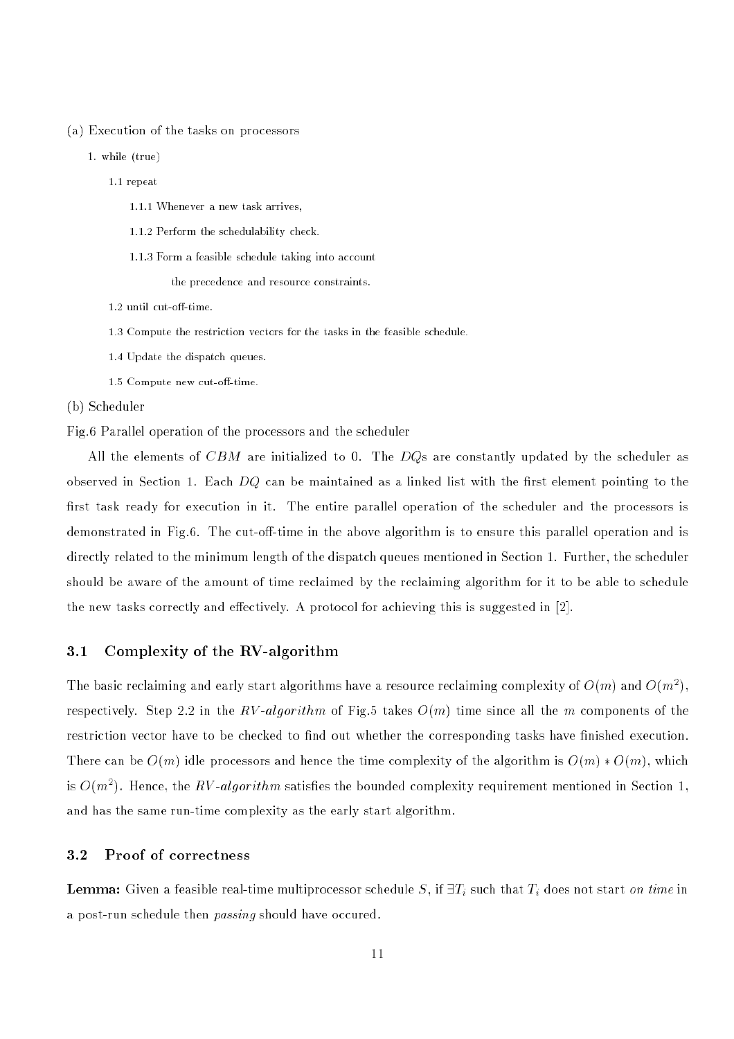(a) Execution of the tasks on processors

```
1. while (true)
    1.1 repeat
        1.1.1 Whenever a new task arrives,
        1.1.2 Perform the schedulability check.
        1.1.3 Form a feasible schedule taking into account
                the precedence and resource constraints.
    1.2 until cut-off-time.
    1.3 Compute the restriction vectors for the tasks in the feasible schedule.
    1.4 Update the dispatch queues.
    1.5 Compute new cut-off-time.
```

(b) Scheduler

Fig.6 Parallel operation of the processors and the scheduler

All the elements of $CBM$ are initialized to 0. The $DQ$s are constantly updated by the scheduler as observed in Section 1. Each $DQ$ can be maintained as a linked list with the first element pointing to the first task ready for execution in it. The entire parallel operation of the scheduler and the processors is demonstrated in Fig.6. The cut-off-time in the above algorithm is to ensure this parallel operation and is directly related to the minimum length of the dispatch queues mentioned in Section 1. Further, the scheduler should be aware of the amount of time reclaimed by the reclaiming algorithm for it to be able to schedule the new tasks correctly and effectively. A protocol for achieving this is suggested in [2].

### 3.1 Complexity of the RV-algorithm

The basic reclaiming and early start algorithms have a resource reclaiming complexity of $O(m)$ and $O(m^2)$, respectively. Step 2.2 in the *RV-algorithm* of Fig.5 takes $O(m)$ time since all the $m$ components of the restriction vector have to be checked to find out whether the corresponding tasks have finished execution. There can be $O(m)$ idle processors and hence the time complexity of the algorithm is $O(m) * O(m)$, which is $O(m^2)$. Hence, the *RV-algorithm* satisfies the bounded complexity requirement mentioned in Section 1, and has the same run-time complexity as the early start algorithm.

### 3.2 Proof of correctness

**Lemma:** Given a feasible real-time multiprocessor schedule $S$, if $\exists T_i$ such that $T_i$ does not start *on time* in a post-run schedule then *passing* should have occured.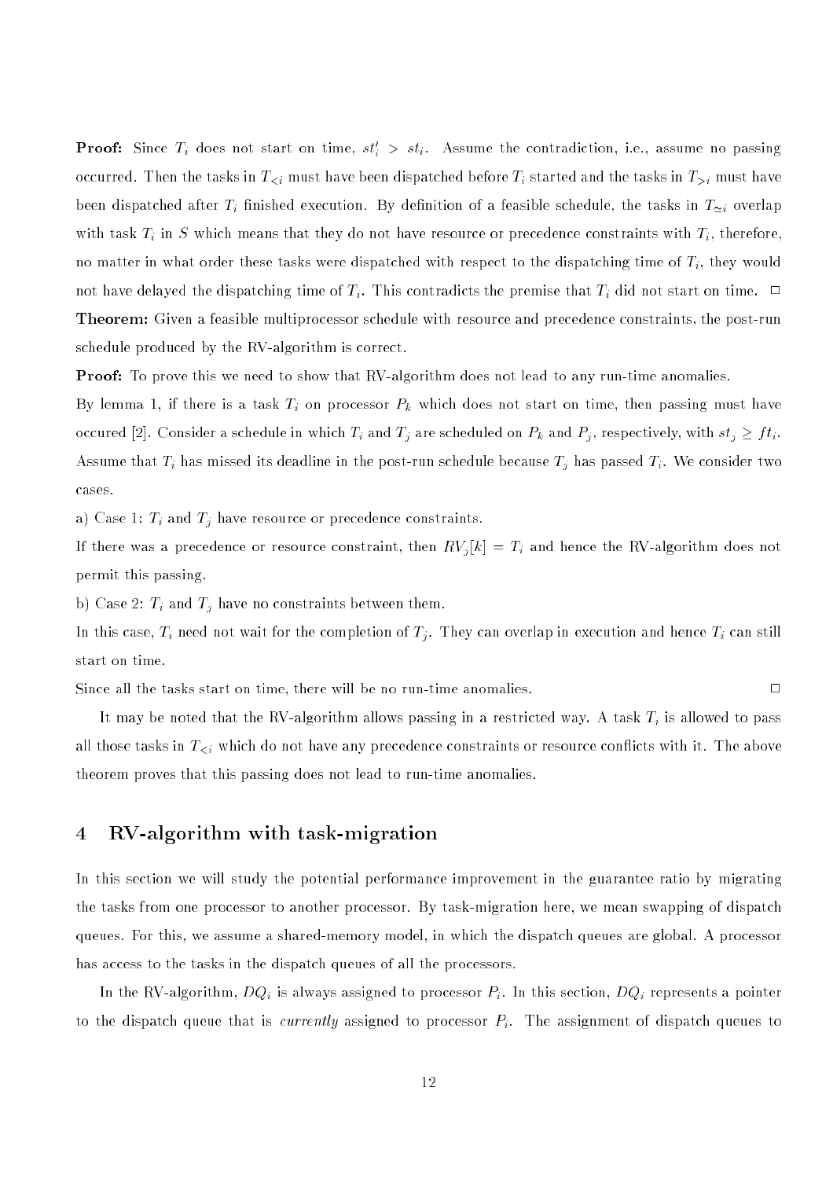**Proof:** Since $T_i$ does not start on time, $st'_i > st_i$. Assume the contradiction, i.e., assume no passing occurred. Then the tasks in $T_{<i}$ must have been dispatched before $T_i$ started and the tasks in $T_{>i}$ must have been dispatched after $T_i$ finished execution. By definition of a feasible schedule, the tasks in $T_{\simeq i}$ overlap with task $T_i$ in $S$ which means that they do not have resource or precedence constraints with $T_i$, therefore, no matter in what order these tasks were dispatched with respect to the dispatching time of $T_i$, they would not have delayed the dispatching time of $T_i$. This contradicts the premise that $T_i$ did not start on time. □

**Theorem:** Given a feasible multiprocessor schedule with resource and precedence constraints, the post-run schedule produced by the RV-algorithm is correct.

**Proof:** To prove this we need to show that RV-algorithm does not lead to any run-time anomalies.

By lemma 1, if there is a task $T_i$ on processor $P_k$ which does not start on time, then passing must have occured [2]. Consider a schedule in which $T_i$ and $T_j$ are scheduled on $P_k$ and $P_j$, respectively, with $st_j \geq ft_i$. Assume that $T_i$ has missed its deadline in the post-run schedule because $T_j$ has passed $T_i$. We consider two cases.

a) Case 1: $T_i$ and $T_j$ have resource or precedence constraints.

If there was a precedence or resource constraint, then $RV_j[k] = T_i$ and hence the RV-algorithm does not permit this passing.

b) Case 2: $T_i$ and $T_j$ have no constraints between them.

In this case, $T_i$ need not wait for the completion of $T_j$. They can overlap in execution and hence $T_i$ can still start on time.

Since all the tasks start on time, there will be no run-time anomalies. □

It may be noted that the RV-algorithm allows passing in a restricted way. A task $T_i$ is allowed to pass all those tasks in $T_{<i}$ which do not have any precedence constraints or resource conflicts with it. The above theorem proves that this passing does not lead to run-time anomalies.

## 4 RV-algorithm with task-migration

In this section we will study the potential performance improvement in the guarantee ratio by migrating the tasks from one processor to another processor. By task-migration here, we mean swapping of dispatch queues. For this, we assume a shared-memory model, in which the dispatch queues are global. A processor has access to the tasks in the dispatch queues of all the processors.

In the RV-algorithm, $DQ_i$ is always assigned to processor $P_i$. In this section, $DQ_i$ represents a pointer to the dispatch queue that is *currently* assigned to processor $P_i$. The assignment of dispatch queues to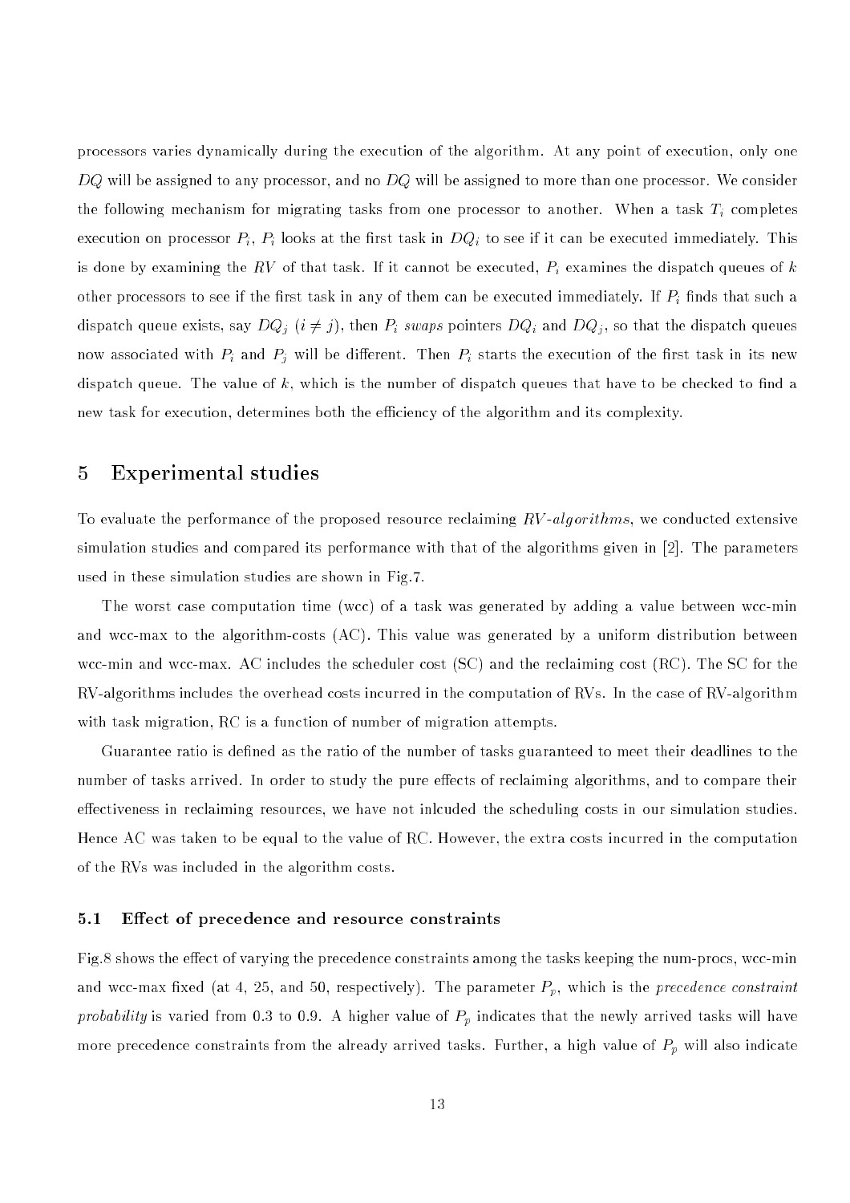processors varies dynamically during the execution of the algorithm. At any point of execution, only one $DQ$ will be assigned to any processor, and no $DQ$ will be assigned to more than one processor. We consider the following mechanism for migrating tasks from one processor to another. When a task $T_i$ completes execution on processor $P_i$, $P_i$ looks at the first task in $DQ_i$ to see if it can be executed immediately. This is done by examining the $RV$ of that task. If it cannot be executed, $P_i$ examines the dispatch queues of $k$ other processors to see if the first task in any of them can be executed immediately. If $P_i$ finds that such a dispatch queue exists, say $DQ_j$ ($i \neq j$), then $P_i$ *swaps* pointers $DQ_i$ and $DQ_j$, so that the dispatch queues now associated with $P_i$ and $P_j$ will be different. Then $P_i$ starts the execution of the first task in its new dispatch queue. The value of $k$, which is the number of dispatch queues that have to be checked to find a new task for execution, determines both the efficiency of the algorithm and its complexity.

# 5 Experimental studies

To evaluate the performance of the proposed resource reclaiming *RV-algorithms*, we conducted extensive simulation studies and compared its performance with that of the algorithms given in [2]. The parameters used in these simulation studies are shown in Fig.7.

The worst case computation time (wcc) of a task was generated by adding a value between wcc-min and wcc-max to the algorithm-costs (AC). This value was generated by a uniform distribution between wcc-min and wcc-max. AC includes the scheduler cost (SC) and the reclaiming cost (RC). The SC for the RV-algorithms includes the overhead costs incurred in the computation of RVs. In the case of RV-algorithm with task migration, RC is a function of number of migration attempts.

Guarantee ratio is defined as the ratio of the number of tasks guaranteed to meet their deadlines to the number of tasks arrived. In order to study the pure effects of reclaiming algorithms, and to compare their effectiveness in reclaiming resources, we have not inlcuded the scheduling costs in our simulation studies. Hence AC was taken to be equal to the value of RC. However, the extra costs incurred in the computation of the RVs was included in the algorithm costs.

## 5.1 Effect of precedence and resource constraints

Fig.8 shows the effect of varying the precedence constraints among the tasks keeping the num-procs, wcc-min and wcc-max fixed (at 4, 25, and 50, respectively). The parameter $P_p$, which is the *precedence constraint probability* is varied from 0.3 to 0.9. A higher value of $P_p$ indicates that the newly arrived tasks will have more precedence constraints from the already arrived tasks. Further, a high value of $P_p$ will also indicate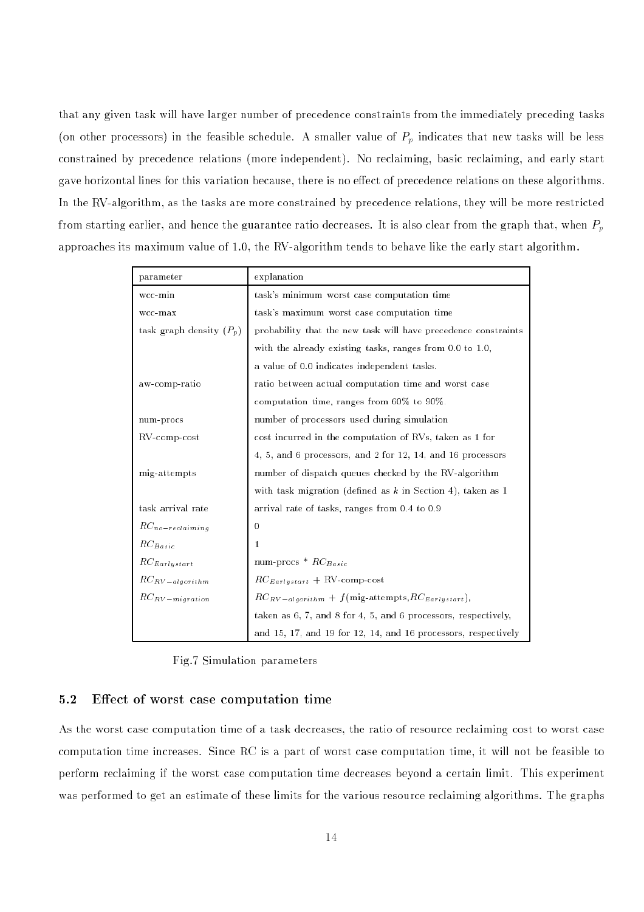that any given task will have larger number of precedence constraints from the immediately preceding tasks (on other processors) in the feasible schedule. A smaller value of $P_p$ indicates that new tasks will be less constrained by precedence relations (more independent). No reclaiming, basic reclaiming, and early start gave horizontal lines for this variation because, there is no effect of precedence relations on these algorithms. In the RV-algorithm, as the tasks are more constrained by precedence relations, they will be more restricted from starting earlier, and hence the guarantee ratio decreases. It is also clear from the graph that, when $P_p$ approaches its maximum value of 1.0, the RV-algorithm tends to behave like the early start algorithm.

| parameter | explanation |
|---|---|
| wcc-min | task's minimum worst case computation time |
| wcc-max | task's maximum worst case computation time |
| task graph density ($P_p$) | probability that the new task will have precedence constraints with the already existing tasks, ranges from 0.0 to 1.0, a value of 0.0 indicates independent tasks. |
| aw-comp-ratio | ratio between actual computation time and worst case computation time, ranges from 60% to 90%. |
| num-procs | number of processors used during simulation |
| RV-comp-cost | cost incurred in the computation of RVs, taken as 1 for 4, 5, and 6 processors, and 2 for 12, 14, and 16 processors |
| mig-attempts | number of dispatch queues checked by the RV-algorithm with task migration (defined as $k$ in Section 4), taken as 1 |
| task arrival rate | arrival rate of tasks, ranges from 0.4 to 0.9 |
| $RC_{no-reclaiming}$ | 0 |
| $RC_{Basic}$ | 1 |
| $RC_{Earlystart}$ | num-procs * $RC_{Basic}$ |
| $RC_{RV-algorithm}$ | $RC_{Earlystart}$ + RV-comp-cost |
| $RC_{RV-migration}$ | $RC_{RV-algorithm} + f(\text{mig-attempts}, RC_{Earlystart})$, taken as 6, 7, and 8 for 4, 5, and 6 processors, respectively, and 15, 17, and 19 for 12, 14, and 16 processors, respectively |

Fig.7 Simulation parameters

### 5.2 Effect of worst case computation time

As the worst case computation time of a task decreases, the ratio of resource reclaiming cost to worst case computation time increases. Since RC is a part of worst case computation time, it will not be feasible to perform reclaiming if the worst case computation time decreases beyond a certain limit. This experiment was performed to get an estimate of these limits for the various resource reclaiming algorithms. The graphs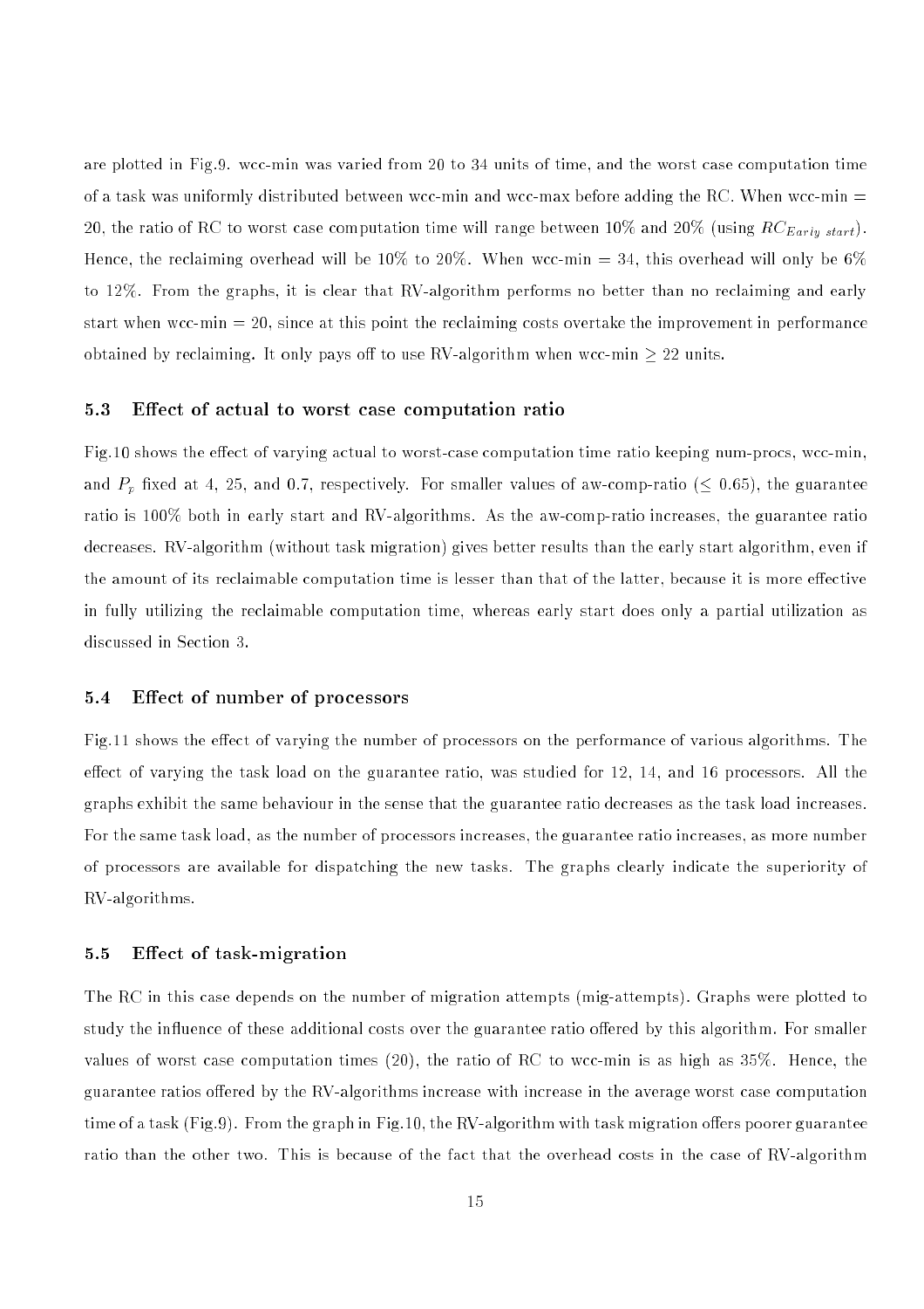are plotted in Fig.9. wcc-min was varied from 20 to 34 units of time, and the worst case computation time of a task was uniformly distributed between wcc-min and wcc-max before adding the RC. When wcc-min = 20, the ratio of RC to worst case computation time will range between 10% and 20% (using $RC_{Early\ start}$). Hence, the reclaiming overhead will be 10% to 20%. When wcc-min = 34, this overhead will only be 6% to 12%. From the graphs, it is clear that RV-algorithm performs no better than no reclaiming and early start when wcc-min = 20, since at this point the reclaiming costs overtake the improvement in performance obtained by reclaiming. It only pays off to use RV-algorithm when wcc-min $\geq$ 22 units.

### 5.3 Effect of actual to worst case computation ratio

Fig.10 shows the effect of varying actual to worst-case computation time ratio keeping num-procs, wcc-min, and $P_r$ fixed at 4, 25, and 0.7, respectively. For smaller values of aw-comp-ratio ($\leq$ 0.65), the guarantee ratio is 100% both in early start and RV-algorithms. As the aw-comp-ratio increases, the guarantee ratio decreases. RV-algorithm (without task migration) gives better results than the early start algorithm, even if the amount of its reclaimable computation time is lesser than that of the latter, because it is more effective in fully utilizing the reclaimable computation time, whereas early start does only a partial utilization as discussed in Section 3.

### 5.4 Effect of number of processors

Fig.11 shows the effect of varying the number of processors on the performance of various algorithms. The effect of varying the task load on the guarantee ratio, was studied for 12, 14, and 16 processors. All the graphs exhibit the same behaviour in the sense that the guarantee ratio decreases as the task load increases. For the same task load, as the number of processors increases, the guarantee ratio increases, as more number of processors are available for dispatching the new tasks. The graphs clearly indicate the superiority of RV-algorithms.

### 5.5 Effect of task-migration

The RC in this case depends on the number of migration attempts (mig-attempts). Graphs were plotted to study the influence of these additional costs over the guarantee ratio offered by this algorithm. For smaller values of worst case computation times (20), the ratio of RC to wcc-min is as high as 35%. Hence, the guarantee ratios offered by the RV-algorithms increase with increase in the average worst case computation time of a task (Fig.9). From the graph in Fig.10, the RV-algorithm with task migration offers poorer guarantee ratio than the other two. This is because of the fact that the overhead costs in the case of RV-algorithm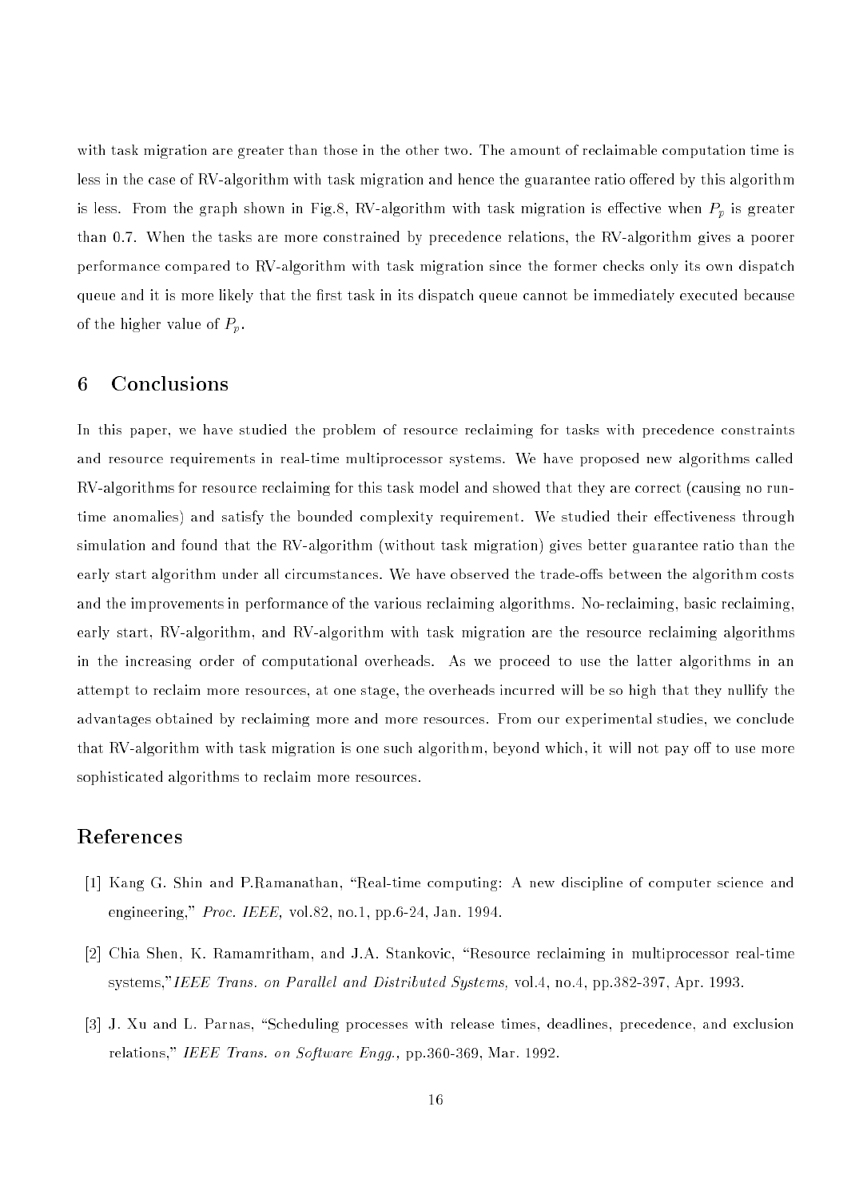with task migration are greater than those in the other two. The amount of reclaimable computation time is less in the case of RV-algorithm with task migration and hence the guarantee ratio offered by this algorithm is less. From the graph shown in Fig.8, RV-algorithm with task migration is effective when $P_p$ is greater than 0.7. When the tasks are more constrained by precedence relations, the RV-algorithm gives a poorer performance compared to RV-algorithm with task migration since the former checks only its own dispatch queue and it is more likely that the first task in its dispatch queue cannot be immediately executed because of the higher value of $P_p$.

## 6 Conclusions

In this paper, we have studied the problem of resource reclaiming for tasks with precedence constraints and resource requirements in real-time multiprocessor systems. We have proposed new algorithms called RV-algorithms for resource reclaiming for this task model and showed that they are correct (causing no run-time anomalies) and satisfy the bounded complexity requirement. We studied their effectiveness through simulation and found that the RV-algorithm (without task migration) gives better guarantee ratio than the early start algorithm under all circumstances. We have observed the trade-offs between the algorithm costs and the improvements in performance of the various reclaiming algorithms. No-reclaiming, basic reclaiming, early start, RV-algorithm, and RV-algorithm with task migration are the resource reclaiming algorithms in the increasing order of computational overheads. As we proceed to use the latter algorithms in an attempt to reclaim more resources, at one stage, the overheads incurred will be so high that they nullify the advantages obtained by reclaiming more and more resources. From our experimental studies, we conclude that RV-algorithm with task migration is one such algorithm, beyond which, it will not pay off to use more sophisticated algorithms to reclaim more resources.

## References

[1] Kang G. Shin and P.Ramanathan, "Real-time computing: A new discipline of computer science and engineering," *Proc. IEEE,* vol.82, no.1, pp.6-24, Jan. 1994.

[2] Chia Shen, K. Ramamritham, and J.A. Stankovic, "Resource reclaiming in multiprocessor real-time systems,"*IEEE Trans. on Parallel and Distributed Systems,* vol.4, no.4, pp.382-397, Apr. 1993.

[3] J. Xu and L. Parnas, "Scheduling processes with release times, deadlines, precedence, and exclusion relations," *IEEE Trans. on Software Engg.,* pp.360-369, Mar. 1992.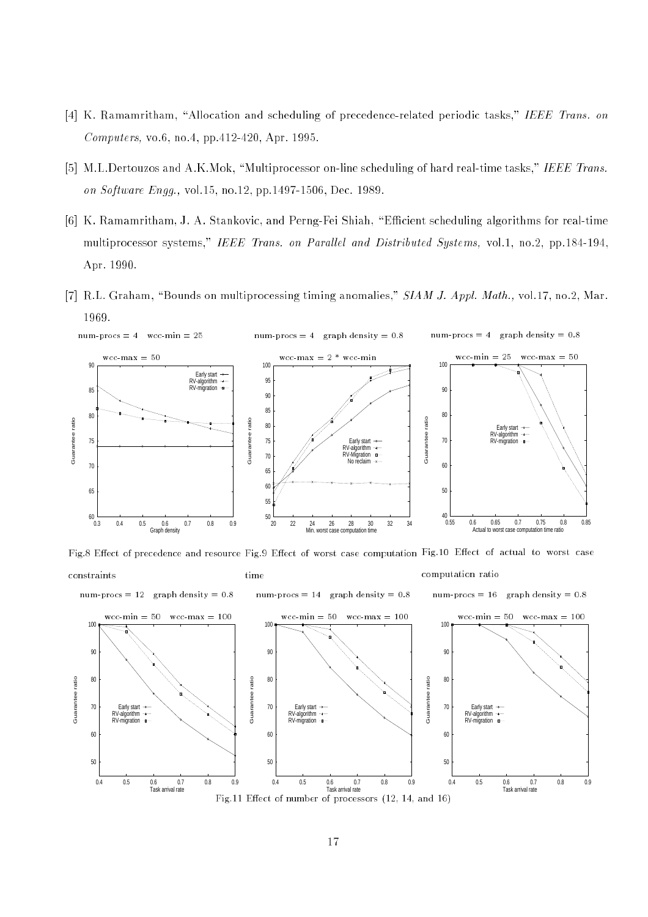[4] K. Ramamritham, "Allocation and scheduling of precedence-related periodic tasks," *IEEE Trans. on Computers*, vo.6, no.4, pp.412-420, Apr. 1995.

[5] M.L.Dertouzos and A.K.Mok, "Multiprocessor on-line scheduling of hard real-time tasks," *IEEE Trans. on Software Engg.*, vol.15, no.12, pp.1497-1506, Dec. 1989.

[6] K. Ramamritham, J. A. Stankovic, and Perng-Fei Shiah, "Efficient scheduling algorithms for real-time multiprocessor systems," *IEEE Trans. on Parallel and Distributed Systems*, vol.1, no.2, pp.184-194, Apr. 1990.

[7] R.L. Graham, "Bounds on multiprocessing timing anomalies," *SIAM J. Appl. Math.*, vol.17, no.2, Mar. 1969.

num-procs = 4 wcc-min = 25

wcc-max = 50

Guarantee ratio

Graph density

Early start
RV-algorithm
RV-migration

Fig.8 Effect of precedence and resource constraints

num-procs = 4 graph density = 0.8

wcc-max = 2 * wcc-min

Guarantee ratio

Min. worst case computation time

Early start
RV-algorithm
RV-Migration
No reclaim

Fig.9 Effect of worst case computation time

num-procs = 4 graph density = 0.8

wcc-min = 25 wcc-max = 50

Guarantee ratio

Actual to worst case computation time ratio

Early start
RV-algorithm
RV-migration

Fig.10 Effect of actual to worst case computation ratio

num-procs = 12 graph density = 0.8

wcc-min = 50 wcc-max = 100

num-procs = 14 graph density = 0.8

wcc-min = 50 wcc-max = 100

num-procs = 16 graph density = 0.8

wcc-min = 50 wcc-max = 100

Guarantee ratio

Task arrival rate

Early start
RV-algorithm
RV-migration

Fig.11 Effect of number of processors (12, 14, and 16)